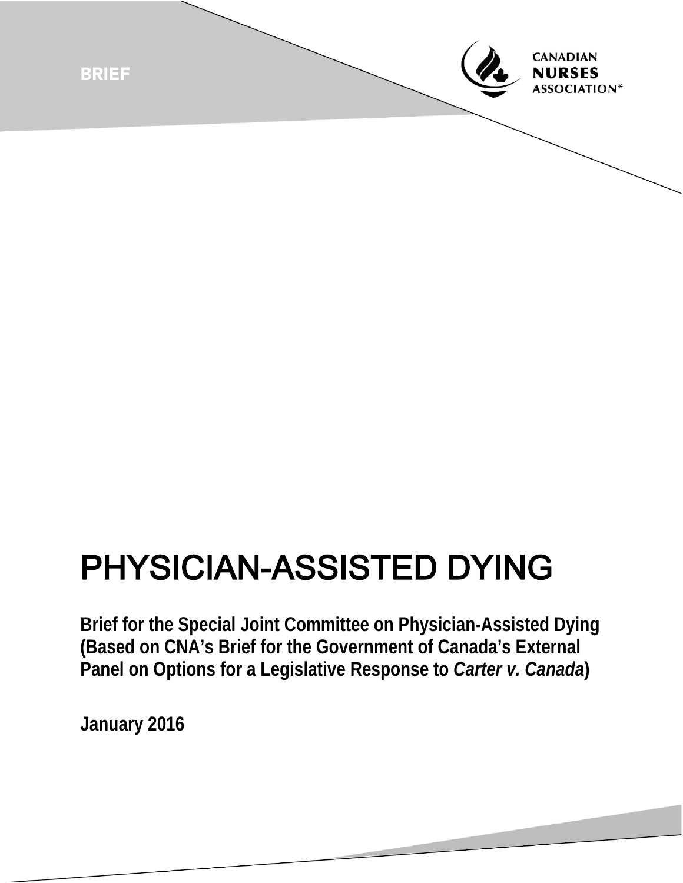BRIEF

CANADIAN NURSES ASSOCIATION*

# PHYSICIAN-ASSISTED DYING

**Brief for the Special Joint Committee on Physician-Assisted Dying (Based on CNA's Brief for the Government of Canada's External Panel on Options for a Legislative Response to *Carter v. Canada*)**

**January 2016**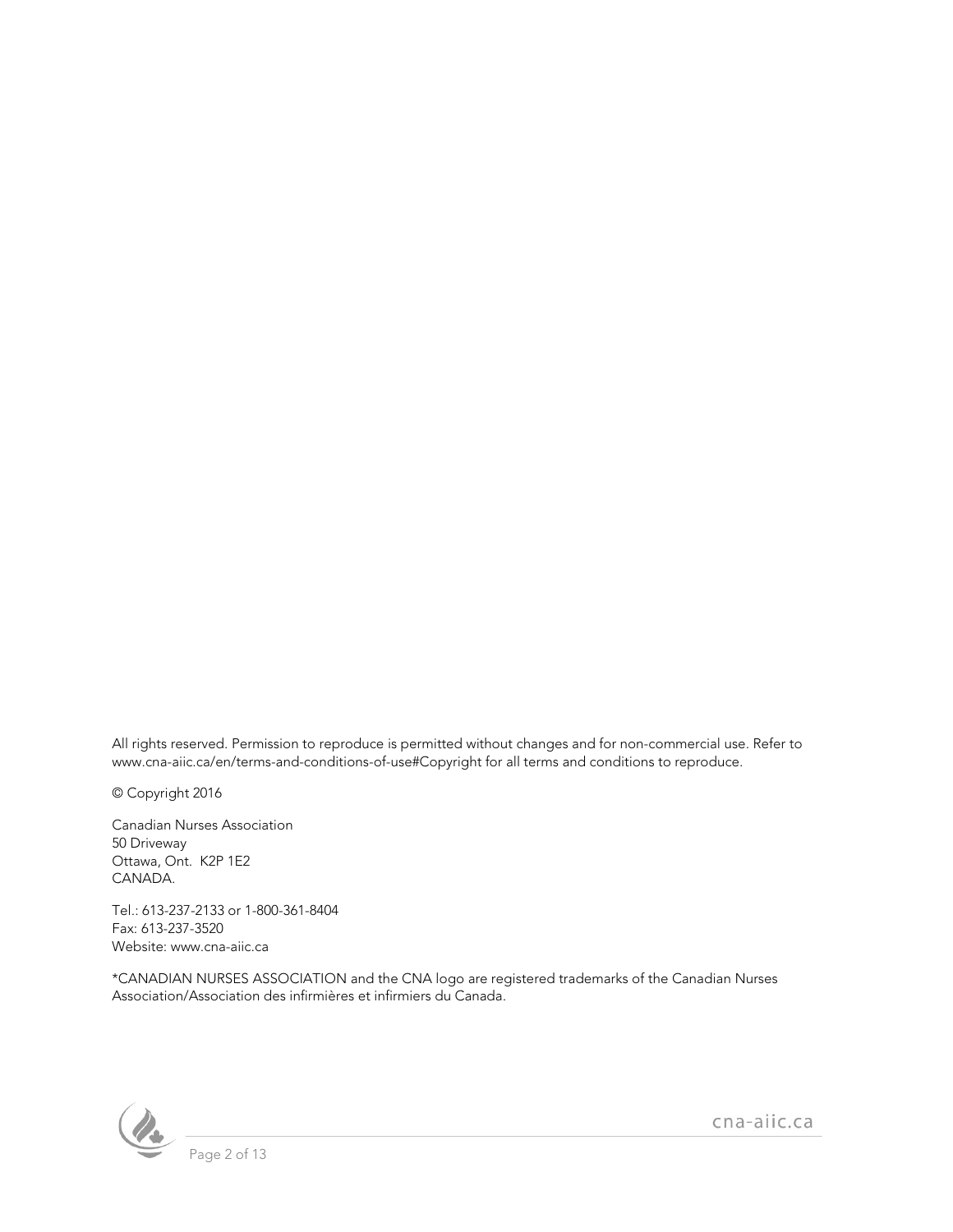All rights reserved. Permission to reproduce is permitted without changes and for non-commercial use. Refer to www.cna-aiic.ca/en/terms-and-conditions-of-use#Copyright for all terms and conditions to reproduce.

© Copyright 2016

Canadian Nurses Association  
50 Driveway  
Ottawa, Ont.  K2P 1E2  
CANADA.

Tel.: 613-237-2133 or 1-800-361-8404  
Fax: 613-237-3520  
Website: www.cna-aiic.ca

*CANADIAN NURSES ASSOCIATION and the CNA logo are registered trademarks of the Canadian Nurses Association/Association des infirmières et infirmiers du Canada.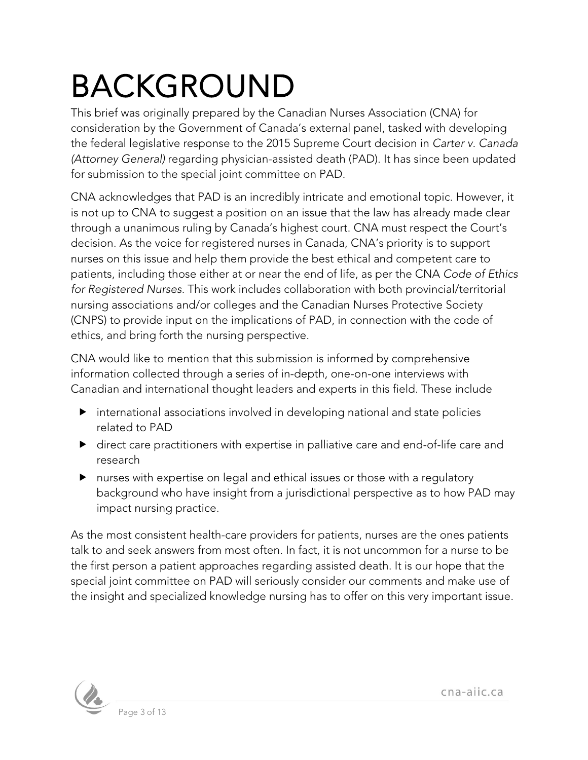# BACKGROUND

This brief was originally prepared by the Canadian Nurses Association (CNA) for consideration by the Government of Canada's external panel, tasked with developing the federal legislative response to the 2015 Supreme Court decision in *Carter v. Canada (Attorney General)* regarding physician-assisted death (PAD). It has since been updated for submission to the special joint committee on PAD.

CNA acknowledges that PAD is an incredibly intricate and emotional topic. However, it is not up to CNA to suggest a position on an issue that the law has already made clear through a unanimous ruling by Canada's highest court. CNA must respect the Court's decision. As the voice for registered nurses in Canada, CNA's priority is to support nurses on this issue and help them provide the best ethical and competent care to patients, including those either at or near the end of life, as per the CNA *Code of Ethics for Registered Nurses.* This work includes collaboration with both provincial/territorial nursing associations and/or colleges and the Canadian Nurses Protective Society (CNPS) to provide input on the implications of PAD, in connection with the code of ethics, and bring forth the nursing perspective.

CNA would like to mention that this submission is informed by comprehensive information collected through a series of in-depth, one-on-one interviews with Canadian and international thought leaders and experts in this field. These include

- international associations involved in developing national and state policies related to PAD
- direct care practitioners with expertise in palliative care and end-of-life care and research
- nurses with expertise on legal and ethical issues or those with a regulatory background who have insight from a jurisdictional perspective as to how PAD may impact nursing practice.

As the most consistent health-care providers for patients, nurses are the ones patients talk to and seek answers from most often. In fact, it is not uncommon for a nurse to be the first person a patient approaches regarding assisted death. It is our hope that the special joint committee on PAD will seriously consider our comments and make use of the insight and specialized knowledge nursing has to offer on this very important issue.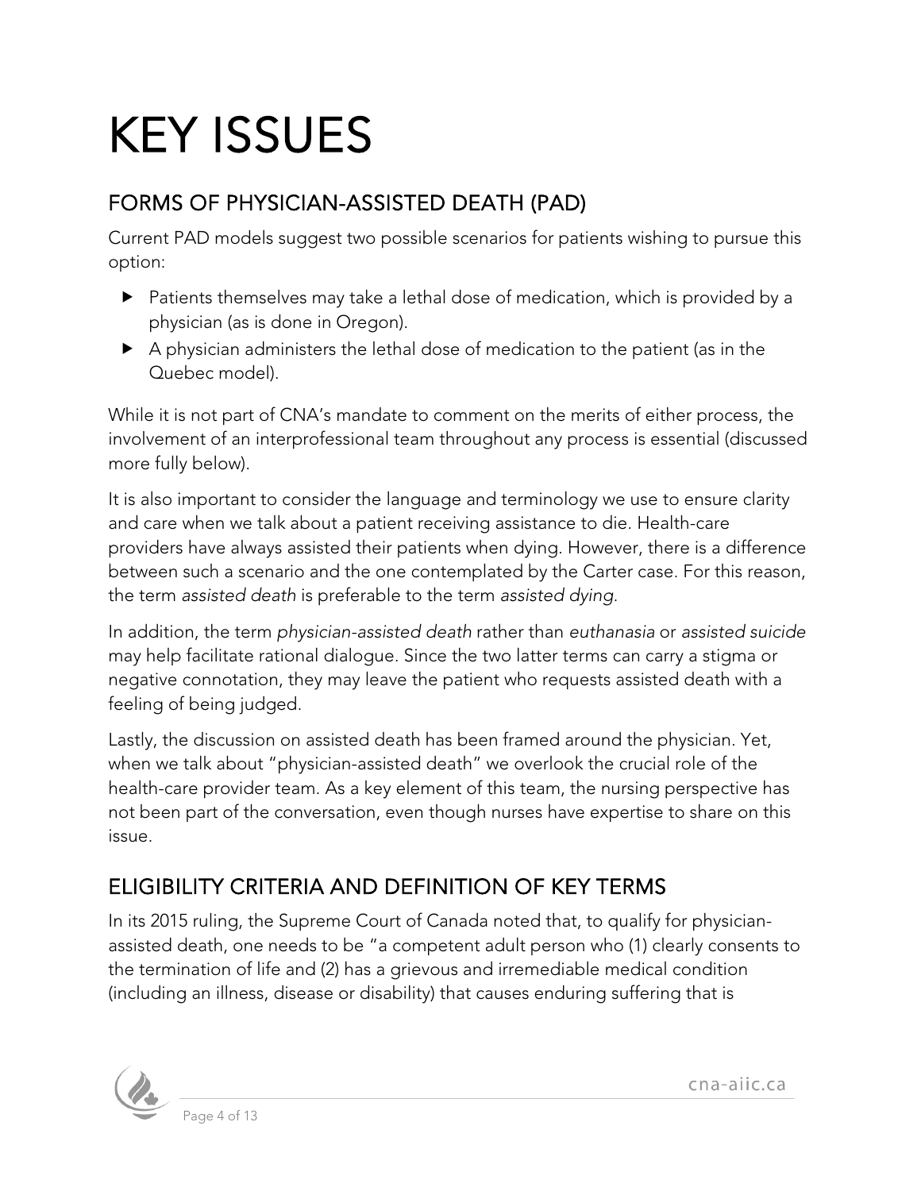# KEY ISSUES

## FORMS OF PHYSICIAN-ASSISTED DEATH (PAD)

Current PAD models suggest two possible scenarios for patients wishing to pursue this option:

- Patients themselves may take a lethal dose of medication, which is provided by a physician (as is done in Oregon).
- A physician administers the lethal dose of medication to the patient (as in the Quebec model).

While it is not part of CNA's mandate to comment on the merits of either process, the involvement of an interprofessional team throughout any process is essential (discussed more fully below).

It is also important to consider the language and terminology we use to ensure clarity and care when we talk about a patient receiving assistance to die. Health-care providers have always assisted their patients when dying. However, there is a difference between such a scenario and the one contemplated by the Carter case. For this reason, the term *assisted death* is preferable to the term *assisted dying*.

In addition, the term *physician-assisted death* rather than *euthanasia* or *assisted suicide* may help facilitate rational dialogue. Since the two latter terms can carry a stigma or negative connotation, they may leave the patient who requests assisted death with a feeling of being judged.

Lastly, the discussion on assisted death has been framed around the physician. Yet, when we talk about "physician-assisted death" we overlook the crucial role of the health-care provider team. As a key element of this team, the nursing perspective has not been part of the conversation, even though nurses have expertise to share on this issue.

## ELIGIBILITY CRITERIA AND DEFINITION OF KEY TERMS

In its 2015 ruling, the Supreme Court of Canada noted that, to qualify for physician-assisted death, one needs to be "a competent adult person who (1) clearly consents to the termination of life and (2) has a grievous and irremediable medical condition (including an illness, disease or disability) that causes enduring suffering that is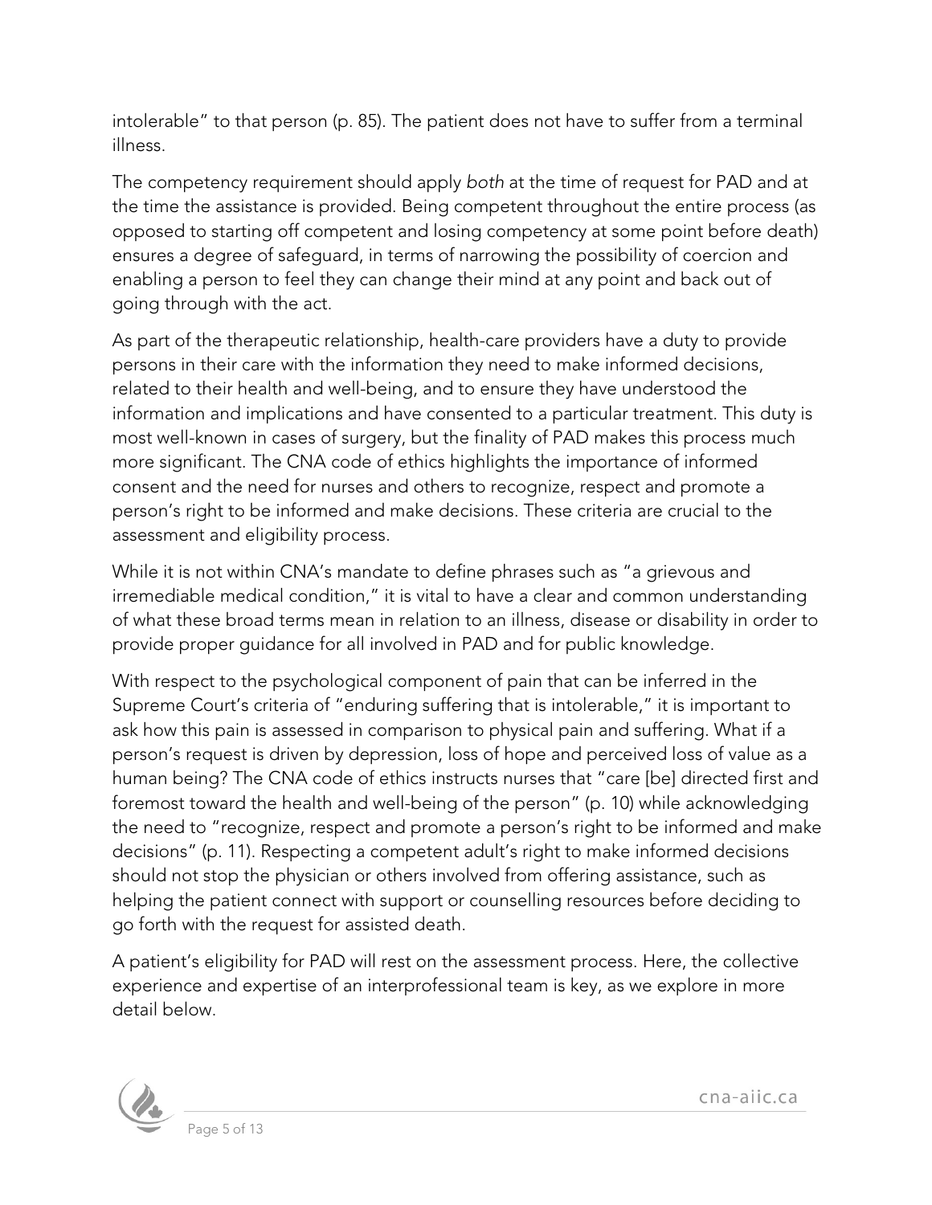intolerable" to that person (p. 85). The patient does not have to suffer from a terminal illness.

The competency requirement should apply *both* at the time of request for PAD and at the time the assistance is provided. Being competent throughout the entire process (as opposed to starting off competent and losing competency at some point before death) ensures a degree of safeguard, in terms of narrowing the possibility of coercion and enabling a person to feel they can change their mind at any point and back out of going through with the act.

As part of the therapeutic relationship, health-care providers have a duty to provide persons in their care with the information they need to make informed decisions, related to their health and well-being, and to ensure they have understood the information and implications and have consented to a particular treatment. This duty is most well-known in cases of surgery, but the finality of PAD makes this process much more significant. The CNA code of ethics highlights the importance of informed consent and the need for nurses and others to recognize, respect and promote a person's right to be informed and make decisions. These criteria are crucial to the assessment and eligibility process.

While it is not within CNA's mandate to define phrases such as "a grievous and irremediable medical condition," it is vital to have a clear and common understanding of what these broad terms mean in relation to an illness, disease or disability in order to provide proper guidance for all involved in PAD and for public knowledge.

With respect to the psychological component of pain that can be inferred in the Supreme Court's criteria of "enduring suffering that is intolerable," it is important to ask how this pain is assessed in comparison to physical pain and suffering. What if a person's request is driven by depression, loss of hope and perceived loss of value as a human being? The CNA code of ethics instructs nurses that "care [be] directed first and foremost toward the health and well-being of the person" (p. 10) while acknowledging the need to "recognize, respect and promote a person's right to be informed and make decisions" (p. 11). Respecting a competent adult's right to make informed decisions should not stop the physician or others involved from offering assistance, such as helping the patient connect with support or counselling resources before deciding to go forth with the request for assisted death.

A patient's eligibility for PAD will rest on the assessment process. Here, the collective experience and expertise of an interprofessional team is key, as we explore in more detail below.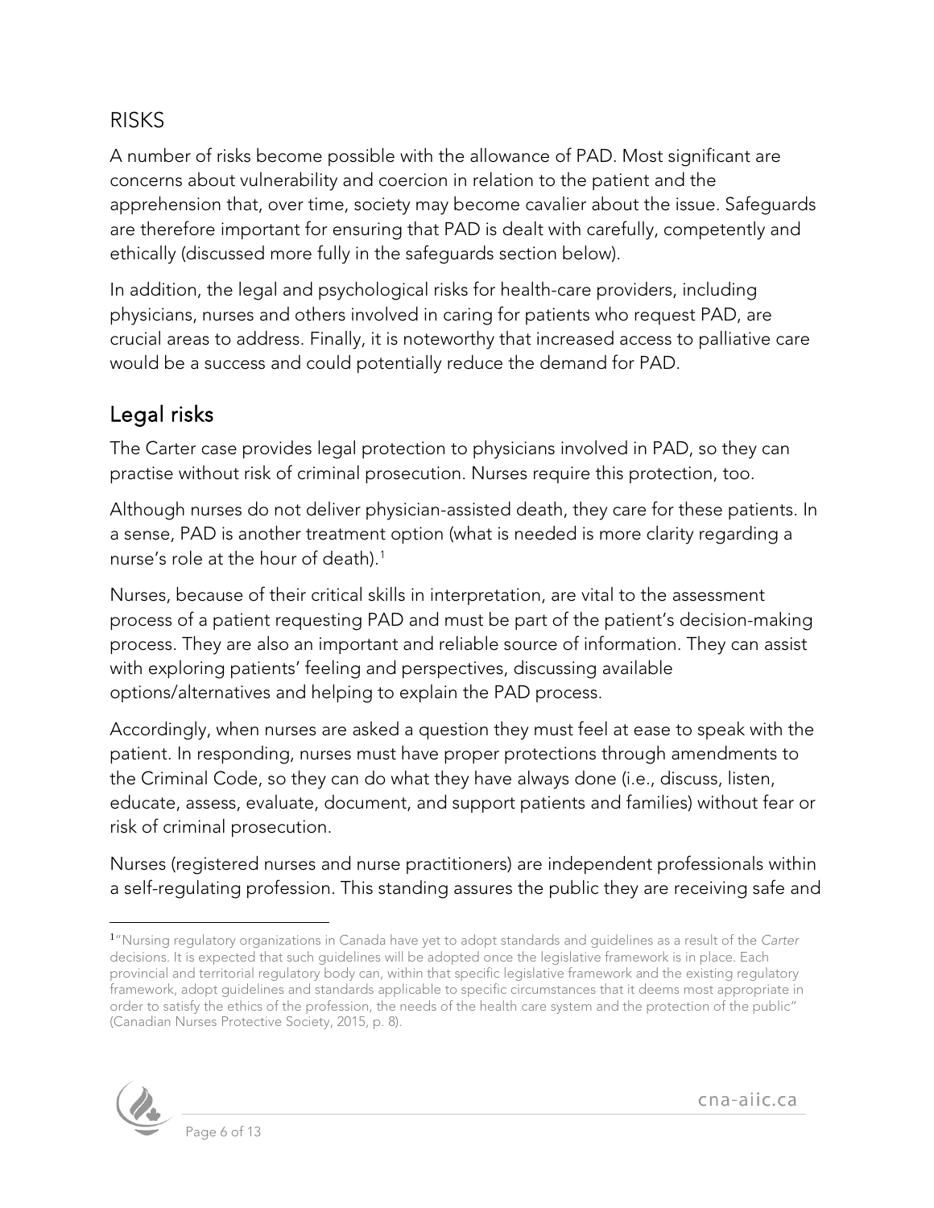## RISKS

A number of risks become possible with the allowance of PAD. Most significant are concerns about vulnerability and coercion in relation to the patient and the apprehension that, over time, society may become cavalier about the issue. Safeguards are therefore important for ensuring that PAD is dealt with carefully, competently and ethically (discussed more fully in the safeguards section below).

In addition, the legal and psychological risks for health-care providers, including physicians, nurses and others involved in caring for patients who request PAD, are crucial areas to address. Finally, it is noteworthy that increased access to palliative care would be a success and could potentially reduce the demand for PAD.

### Legal risks

The Carter case provides legal protection to physicians involved in PAD, so they can practise without risk of criminal prosecution. Nurses require this protection, too.

Although nurses do not deliver physician-assisted death, they care for these patients. In a sense, PAD is another treatment option (what is needed is more clarity regarding a nurse's role at the hour of death).[1]

Nurses, because of their critical skills in interpretation, are vital to the assessment process of a patient requesting PAD and must be part of the patient's decision-making process. They are also an important and reliable source of information. They can assist with exploring patients' feeling and perspectives, discussing available options/alternatives and helping to explain the PAD process.

Accordingly, when nurses are asked a question they must feel at ease to speak with the patient. In responding, nurses must have proper protections through amendments to the Criminal Code, so they can do what they have always done (i.e., discuss, listen, educate, assess, evaluate, document, and support patients and families) without fear or risk of criminal prosecution.

Nurses (registered nurses and nurse practitioners) are independent professionals within a self-regulating profession. This standing assures the public they are receiving safe and

---

[1] "Nursing regulatory organizations in Canada have yet to adopt standards and guidelines as a result of the *Carter* decisions. It is expected that such guidelines will be adopted once the legislative framework is in place. Each provincial and territorial regulatory body can, within that specific legislative framework and the existing regulatory framework, adopt guidelines and standards applicable to specific circumstances that it deems most appropriate in order to satisfy the ethics of the profession, the needs of the health care system and the protection of the public" (Canadian Nurses Protective Society, 2015, p. 8).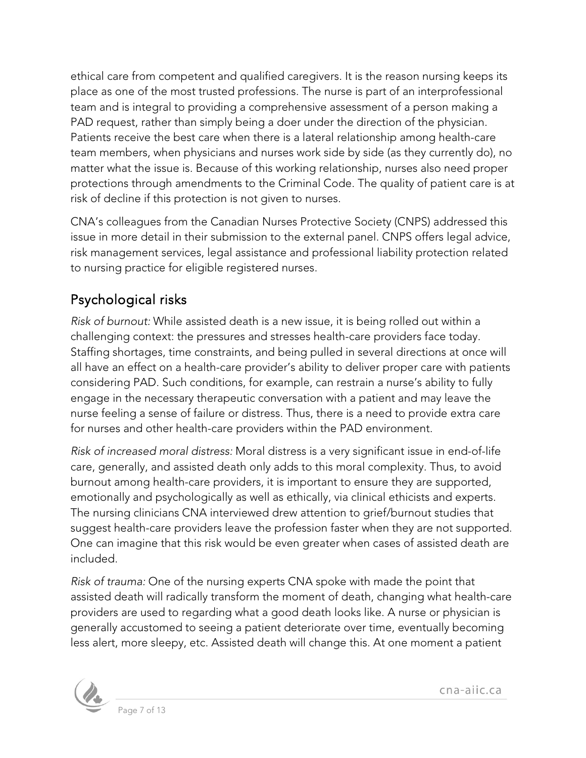ethical care from competent and qualified caregivers. It is the reason nursing keeps its place as one of the most trusted professions. The nurse is part of an interprofessional team and is integral to providing a comprehensive assessment of a person making a PAD request, rather than simply being a doer under the direction of the physician. Patients receive the best care when there is a lateral relationship among health-care team members, when physicians and nurses work side by side (as they currently do), no matter what the issue is. Because of this working relationship, nurses also need proper protections through amendments to the Criminal Code. The quality of patient care is at risk of decline if this protection is not given to nurses.

CNA's colleagues from the Canadian Nurses Protective Society (CNPS) addressed this issue in more detail in their submission to the external panel. CNPS offers legal advice, risk management services, legal assistance and professional liability protection related to nursing practice for eligible registered nurses.

## Psychological risks

*Risk of burnout:* While assisted death is a new issue, it is being rolled out within a challenging context: the pressures and stresses health-care providers face today. Staffing shortages, time constraints, and being pulled in several directions at once will all have an effect on a health-care provider's ability to deliver proper care with patients considering PAD. Such conditions, for example, can restrain a nurse's ability to fully engage in the necessary therapeutic conversation with a patient and may leave the nurse feeling a sense of failure or distress. Thus, there is a need to provide extra care for nurses and other health-care providers within the PAD environment.

*Risk of increased moral distress:* Moral distress is a very significant issue in end-of-life care, generally, and assisted death only adds to this moral complexity. Thus, to avoid burnout among health-care providers, it is important to ensure they are supported, emotionally and psychologically as well as ethically, via clinical ethicists and experts. The nursing clinicians CNA interviewed drew attention to grief/burnout studies that suggest health-care providers leave the profession faster when they are not supported. One can imagine that this risk would be even greater when cases of assisted death are included.

*Risk of trauma:* One of the nursing experts CNA spoke with made the point that assisted death will radically transform the moment of death, changing what health-care providers are used to regarding what a good death looks like. A nurse or physician is generally accustomed to seeing a patient deteriorate over time, eventually becoming less alert, more sleepy, etc. Assisted death will change this. At one moment a patient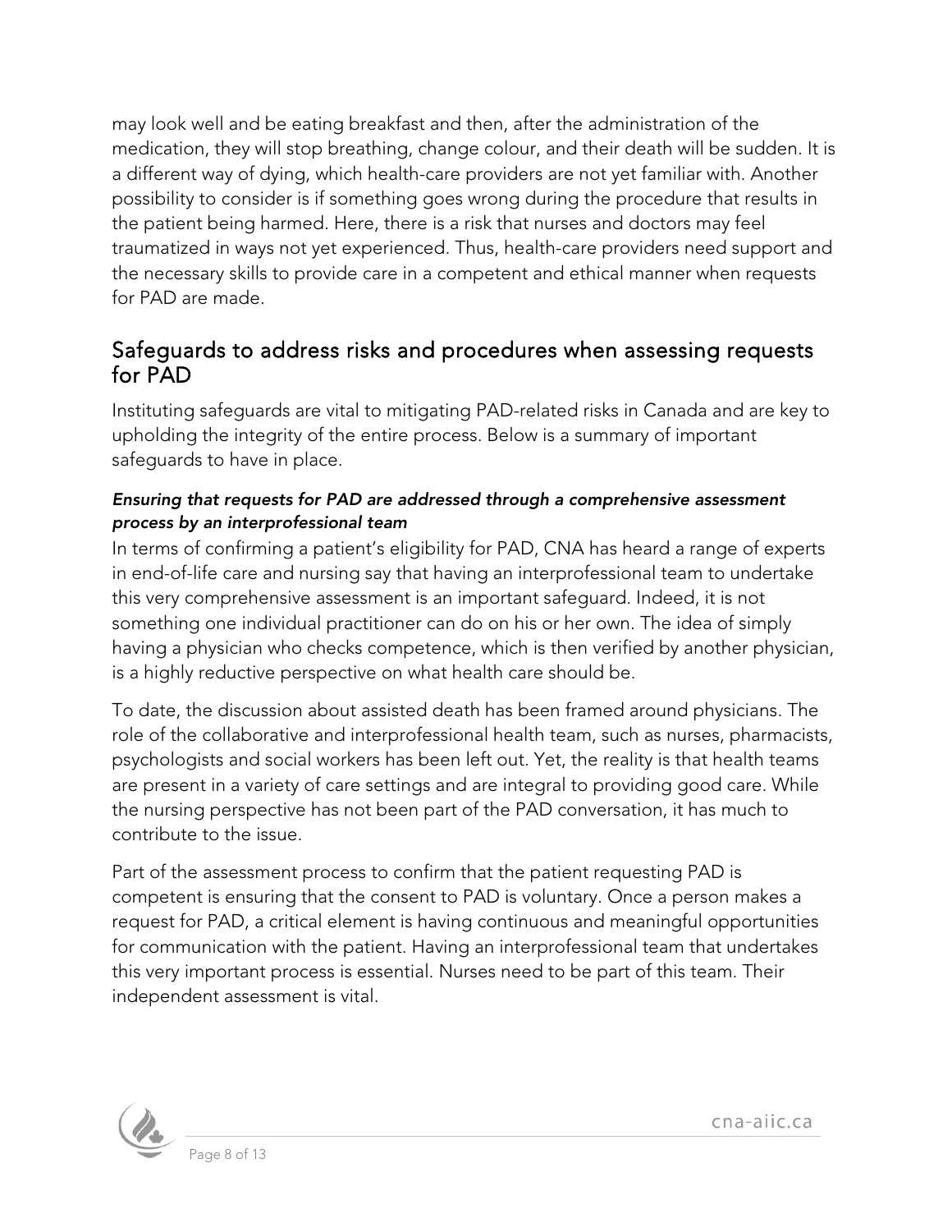may look well and be eating breakfast and then, after the administration of the medication, they will stop breathing, change colour, and their death will be sudden. It is a different way of dying, which health-care providers are not yet familiar with. Another possibility to consider is if something goes wrong during the procedure that results in the patient being harmed. Here, there is a risk that nurses and doctors may feel traumatized in ways not yet experienced. Thus, health-care providers need support and the necessary skills to provide care in a competent and ethical manner when requests for PAD are made.

## Safeguards to address risks and procedures when assessing requests for PAD

Instituting safeguards are vital to mitigating PAD-related risks in Canada and are key to upholding the integrity of the entire process. Below is a summary of important safeguards to have in place.

### *Ensuring that requests for PAD are addressed through a comprehensive assessment process by an interprofessional team*

In terms of confirming a patient's eligibility for PAD, CNA has heard a range of experts in end-of-life care and nursing say that having an interprofessional team to undertake this very comprehensive assessment is an important safeguard. Indeed, it is not something one individual practitioner can do on his or her own. The idea of simply having a physician who checks competence, which is then verified by another physician, is a highly reductive perspective on what health care should be.

To date, the discussion about assisted death has been framed around physicians. The role of the collaborative and interprofessional health team, such as nurses, pharmacists, psychologists and social workers has been left out. Yet, the reality is that health teams are present in a variety of care settings and are integral to providing good care. While the nursing perspective has not been part of the PAD conversation, it has much to contribute to the issue.

Part of the assessment process to confirm that the patient requesting PAD is competent is ensuring that the consent to PAD is voluntary. Once a person makes a request for PAD, a critical element is having continuous and meaningful opportunities for communication with the patient. Having an interprofessional team that undertakes this very important process is essential. Nurses need to be part of this team. Their independent assessment is vital.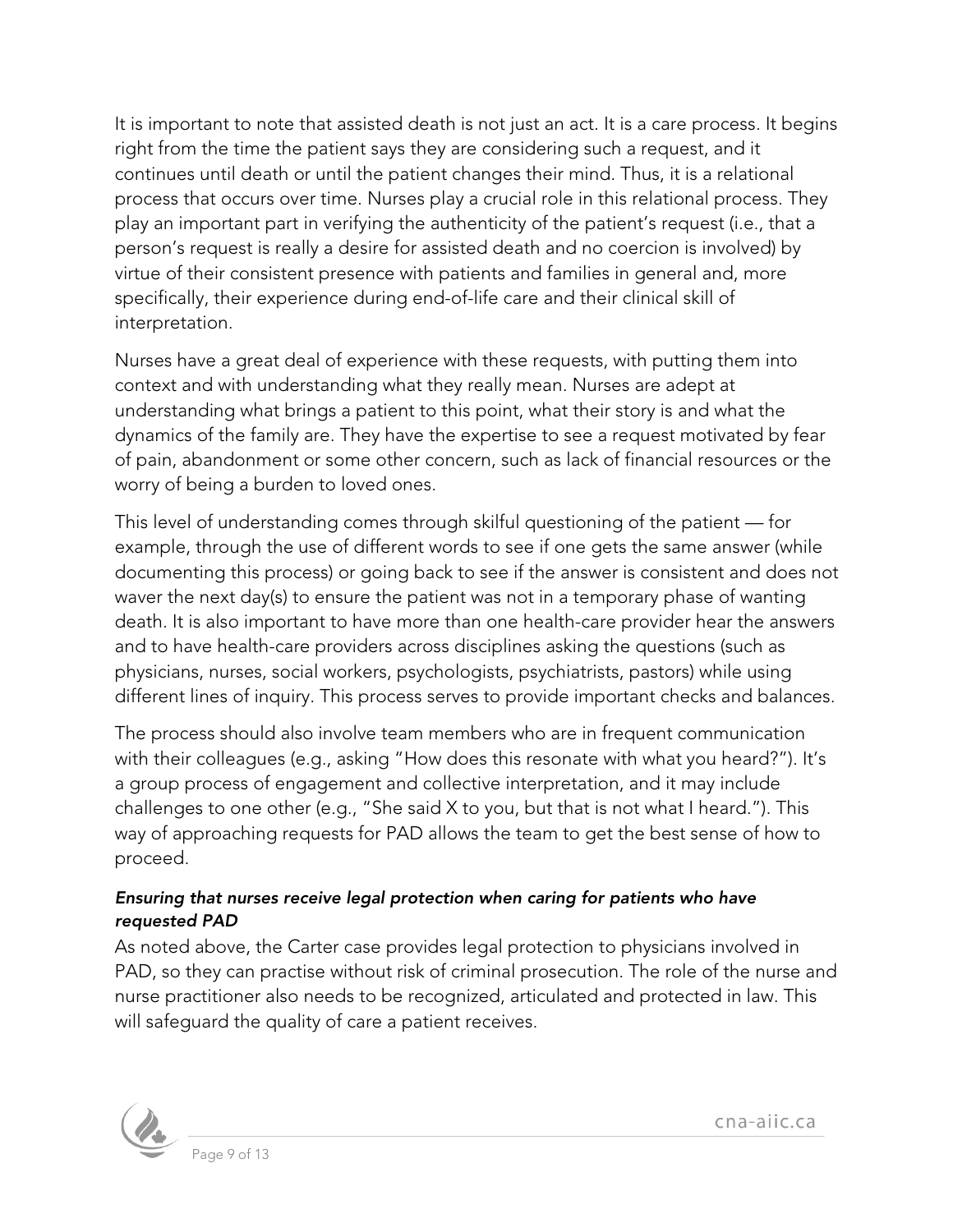It is important to note that assisted death is not just an act. It is a care process. It begins right from the time the patient says they are considering such a request, and it continues until death or until the patient changes their mind. Thus, it is a relational process that occurs over time. Nurses play a crucial role in this relational process. They play an important part in verifying the authenticity of the patient's request (i.e., that a person's request is really a desire for assisted death and no coercion is involved) by virtue of their consistent presence with patients and families in general and, more specifically, their experience during end-of-life care and their clinical skill of interpretation.

Nurses have a great deal of experience with these requests, with putting them into context and with understanding what they really mean. Nurses are adept at understanding what brings a patient to this point, what their story is and what the dynamics of the family are. They have the expertise to see a request motivated by fear of pain, abandonment or some other concern, such as lack of financial resources or the worry of being a burden to loved ones.

This level of understanding comes through skilful questioning of the patient — for example, through the use of different words to see if one gets the same answer (while documenting this process) or going back to see if the answer is consistent and does not waver the next day(s) to ensure the patient was not in a temporary phase of wanting death. It is also important to have more than one health-care provider hear the answers and to have health-care providers across disciplines asking the questions (such as physicians, nurses, social workers, psychologists, psychiatrists, pastors) while using different lines of inquiry. This process serves to provide important checks and balances.

The process should also involve team members who are in frequent communication with their colleagues (e.g., asking "How does this resonate with what you heard?"). It's a group process of engagement and collective interpretation, and it may include challenges to one other (e.g., "She said X to you, but that is not what I heard."). This way of approaching requests for PAD allows the team to get the best sense of how to proceed.

***Ensuring that nurses receive legal protection when caring for patients who have requested PAD***

As noted above, the Carter case provides legal protection to physicians involved in PAD, so they can practise without risk of criminal prosecution. The role of the nurse and nurse practitioner also needs to be recognized, articulated and protected in law. This will safeguard the quality of care a patient receives.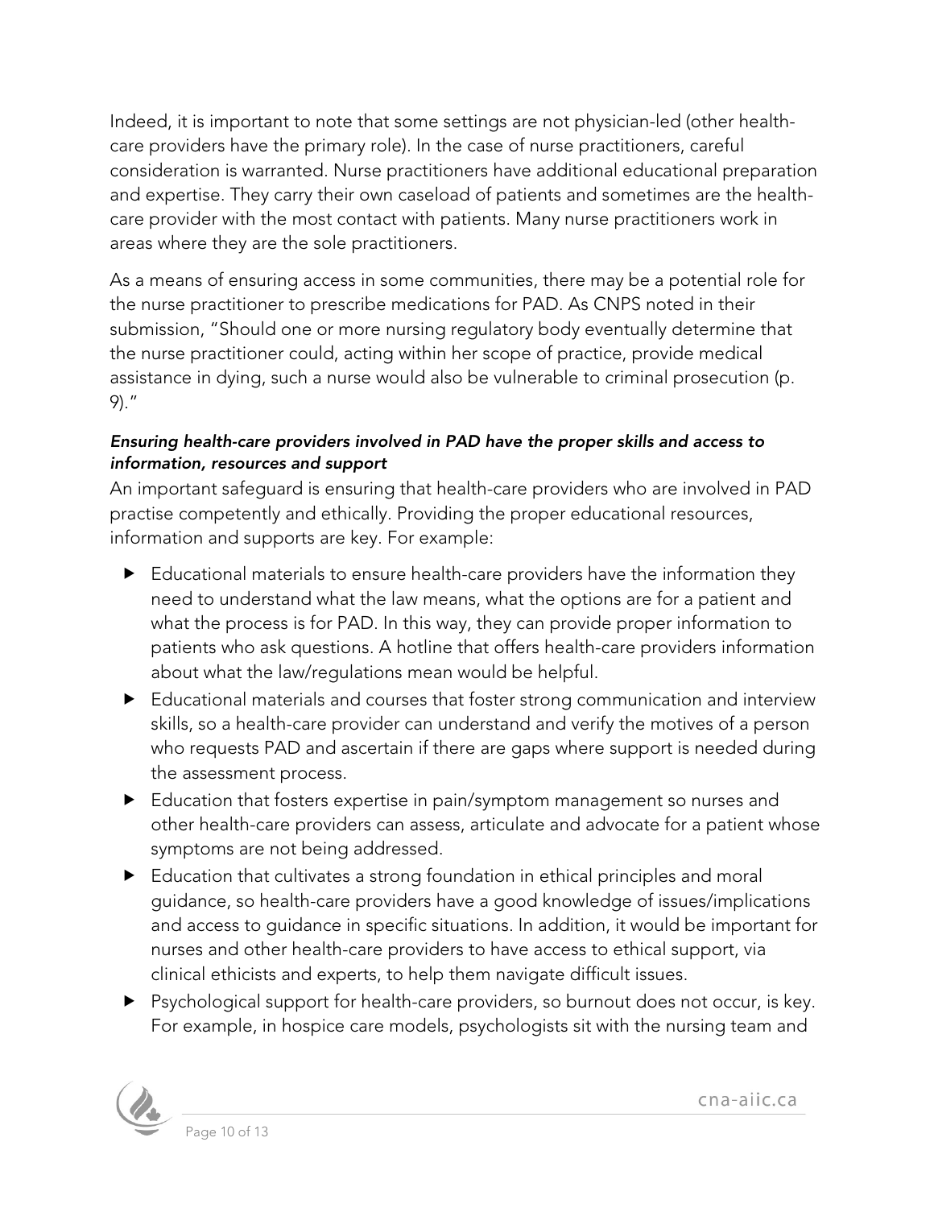Indeed, it is important to note that some settings are not physician-led (other health-care providers have the primary role). In the case of nurse practitioners, careful consideration is warranted. Nurse practitioners have additional educational preparation and expertise. They carry their own caseload of patients and sometimes are the health-care provider with the most contact with patients. Many nurse practitioners work in areas where they are the sole practitioners.

As a means of ensuring access in some communities, there may be a potential role for the nurse practitioner to prescribe medications for PAD. As CNPS noted in their submission, "Should one or more nursing regulatory body eventually determine that the nurse practitioner could, acting within her scope of practice, provide medical assistance in dying, such a nurse would also be vulnerable to criminal prosecution (p. 9)."

*Ensuring health-care providers involved in PAD have the proper skills and access to information, resources and support*

An important safeguard is ensuring that health-care providers who are involved in PAD practise competently and ethically. Providing the proper educational resources, information and supports are key. For example:

- Educational materials to ensure health-care providers have the information they need to understand what the law means, what the options are for a patient and what the process is for PAD. In this way, they can provide proper information to patients who ask questions. A hotline that offers health-care providers information about what the law/regulations mean would be helpful.
- Educational materials and courses that foster strong communication and interview skills, so a health-care provider can understand and verify the motives of a person who requests PAD and ascertain if there are gaps where support is needed during the assessment process.
- Education that fosters expertise in pain/symptom management so nurses and other health-care providers can assess, articulate and advocate for a patient whose symptoms are not being addressed.
- Education that cultivates a strong foundation in ethical principles and moral guidance, so health-care providers have a good knowledge of issues/implications and access to guidance in specific situations. In addition, it would be important for nurses and other health-care providers to have access to ethical support, via clinical ethicists and experts, to help them navigate difficult issues.
- Psychological support for health-care providers, so burnout does not occur, is key. For example, in hospice care models, psychologists sit with the nursing team and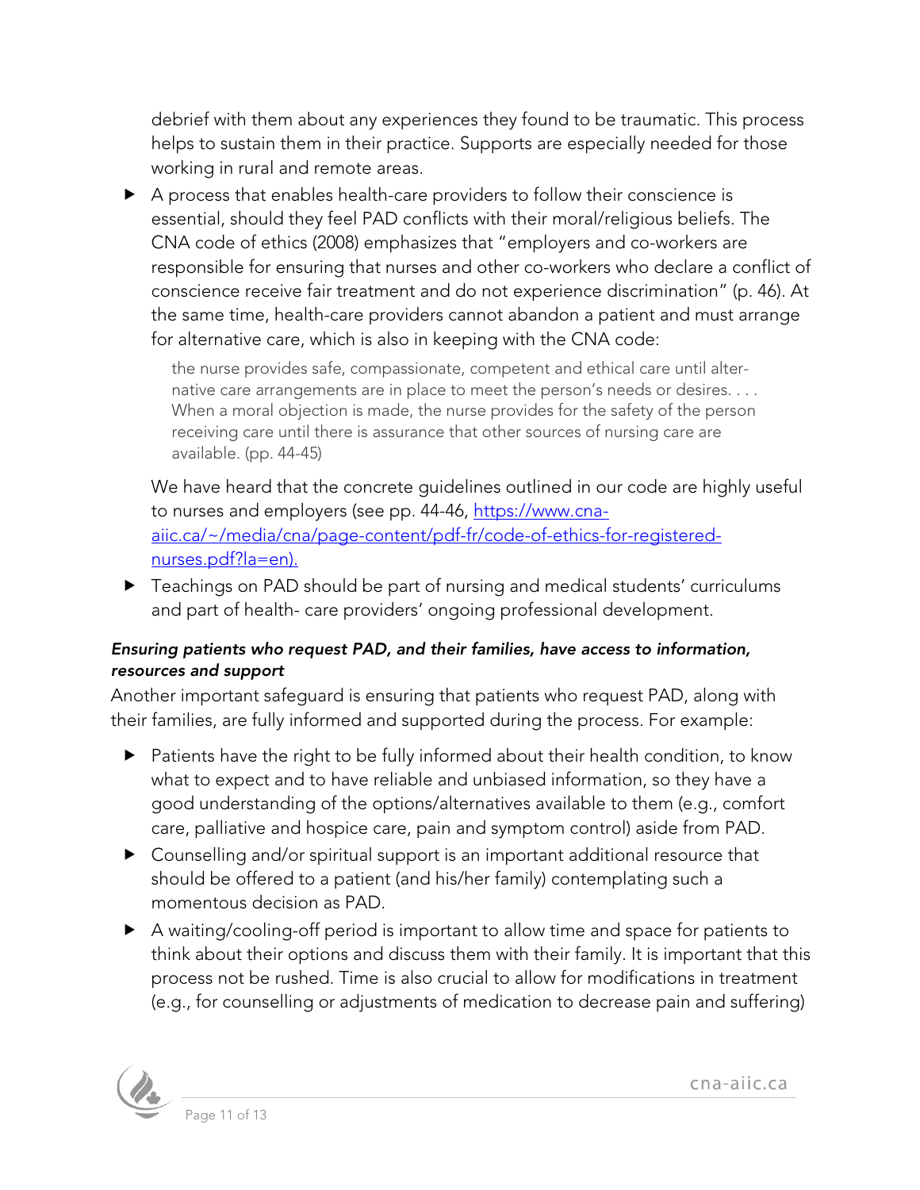debrief with them about any experiences they found to be traumatic. This process helps to sustain them in their practice. Supports are especially needed for those working in rural and remote areas.

- A process that enables health-care providers to follow their conscience is essential, should they feel PAD conflicts with their moral/religious beliefs. The CNA code of ethics (2008) emphasizes that "employers and co-workers are responsible for ensuring that nurses and other co-workers who declare a conflict of conscience receive fair treatment and do not experience discrimination" (p. 46). At the same time, health-care providers cannot abandon a patient and must arrange for alternative care, which is also in keeping with the CNA code:

  > the nurse provides safe, compassionate, competent and ethical care until alternative care arrangements are in place to meet the person's needs or desires. . . . When a moral objection is made, the nurse provides for the safety of the person receiving care until there is assurance that other sources of nursing care are available. (pp. 44-45)

  We have heard that the concrete guidelines outlined in our code are highly useful to nurses and employers (see pp. 44-46, https://www.cna-aiic.ca/~/media/cna/page-content/pdf-fr/code-of-ethics-for-registered-nurses.pdf?la=en).

- Teachings on PAD should be part of nursing and medical students' curriculums and part of health- care providers' ongoing professional development.

***Ensuring patients who request PAD, and their families, have access to information, resources and support***

Another important safeguard is ensuring that patients who request PAD, along with their families, are fully informed and supported during the process. For example:

- Patients have the right to be fully informed about their health condition, to know what to expect and to have reliable and unbiased information, so they have a good understanding of the options/alternatives available to them (e.g., comfort care, palliative and hospice care, pain and symptom control) aside from PAD.
- Counselling and/or spiritual support is an important additional resource that should be offered to a patient (and his/her family) contemplating such a momentous decision as PAD.
- A waiting/cooling-off period is important to allow time and space for patients to think about their options and discuss them with their family. It is important that this process not be rushed. Time is also crucial to allow for modifications in treatment (e.g., for counselling or adjustments of medication to decrease pain and suffering)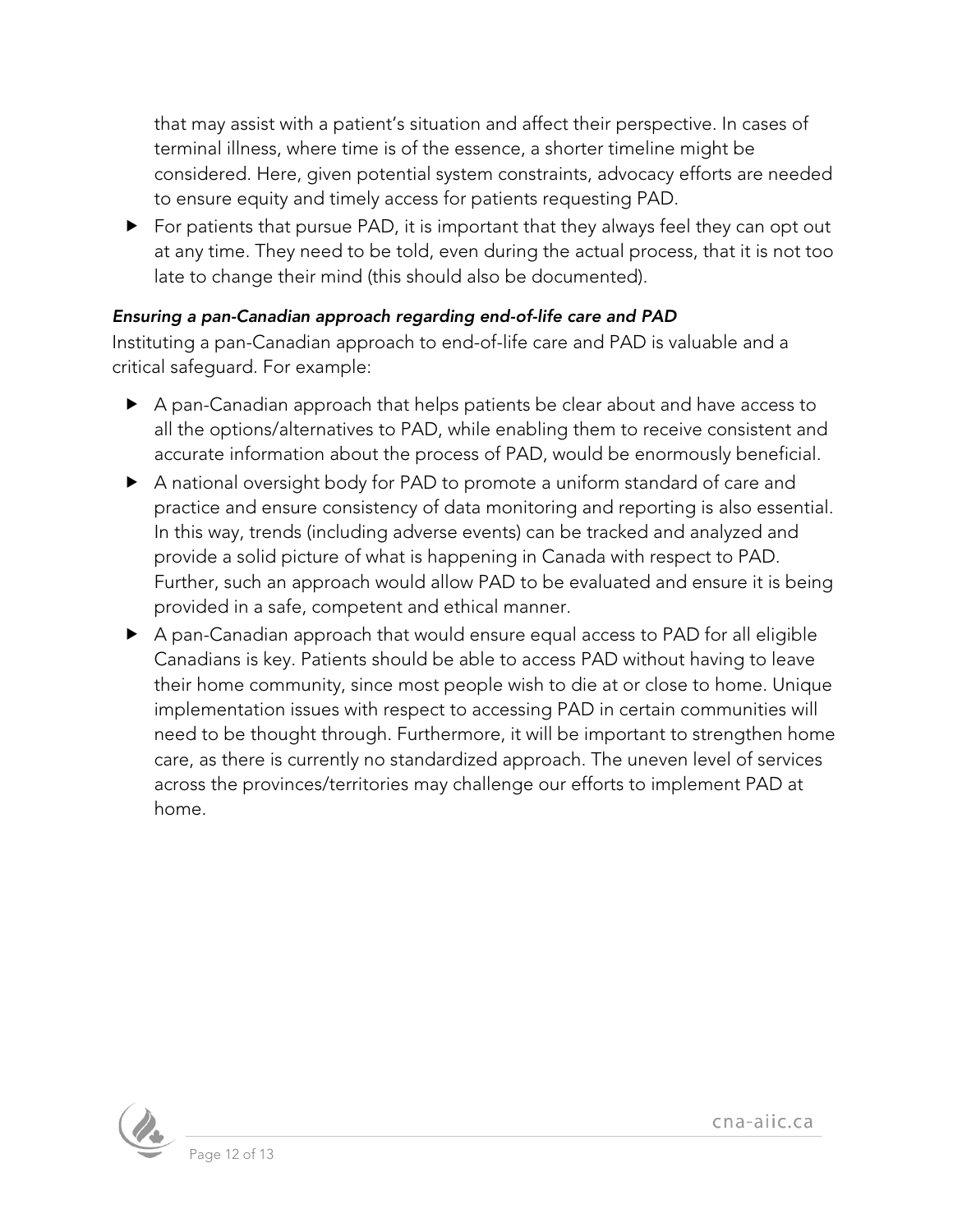that may assist with a patient's situation and affect their perspective. In cases of terminal illness, where time is of the essence, a shorter timeline might be considered. Here, given potential system constraints, advocacy efforts are needed to ensure equity and timely access for patients requesting PAD.

- For patients that pursue PAD, it is important that they always feel they can opt out at any time. They need to be told, even during the actual process, that it is not too late to change their mind (this should also be documented).

***Ensuring a pan-Canadian approach regarding end-of-life care and PAD***

Instituting a pan-Canadian approach to end-of-life care and PAD is valuable and a critical safeguard. For example:

- A pan-Canadian approach that helps patients be clear about and have access to all the options/alternatives to PAD, while enabling them to receive consistent and accurate information about the process of PAD, would be enormously beneficial.
- A national oversight body for PAD to promote a uniform standard of care and practice and ensure consistency of data monitoring and reporting is also essential. In this way, trends (including adverse events) can be tracked and analyzed and provide a solid picture of what is happening in Canada with respect to PAD. Further, such an approach would allow PAD to be evaluated and ensure it is being provided in a safe, competent and ethical manner.
- A pan-Canadian approach that would ensure equal access to PAD for all eligible Canadians is key. Patients should be able to access PAD without having to leave their home community, since most people wish to die at or close to home. Unique implementation issues with respect to accessing PAD in certain communities will need to be thought through. Furthermore, it will be important to strengthen home care, as there is currently no standardized approach. The uneven level of services across the provinces/territories may challenge our efforts to implement PAD at home.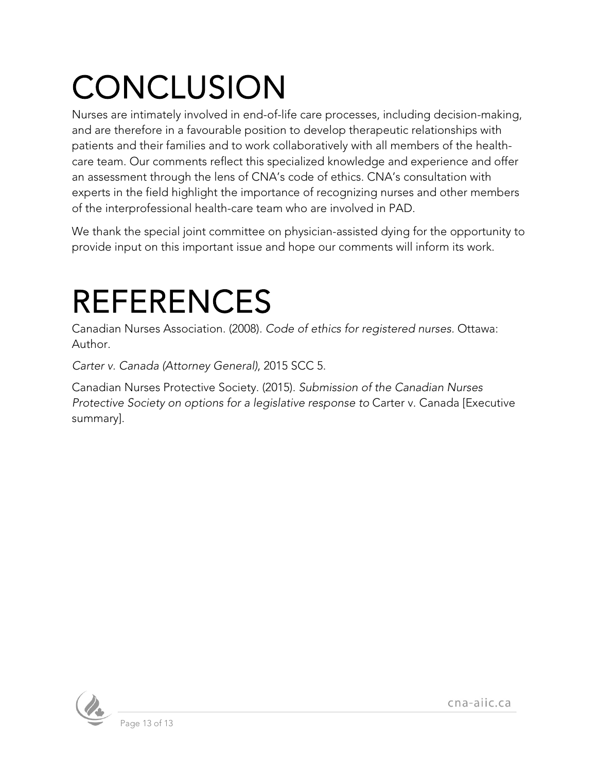# CONCLUSION

Nurses are intimately involved in end-of-life care processes, including decision-making, and are therefore in a favourable position to develop therapeutic relationships with patients and their families and to work collaboratively with all members of the health-care team. Our comments reflect this specialized knowledge and experience and offer an assessment through the lens of CNA's code of ethics. CNA's consultation with experts in the field highlight the importance of recognizing nurses and other members of the interprofessional health-care team who are involved in PAD.

We thank the special joint committee on physician-assisted dying for the opportunity to provide input on this important issue and hope our comments will inform its work.

# REFERENCES

Canadian Nurses Association. (2008). *Code of ethics for registered nurses*. Ottawa: Author.

*Carter v. Canada (Attorney General)*, 2015 SCC 5.

Canadian Nurses Protective Society. (2015). *Submission of the Canadian Nurses Protective Society on options for a legislative response to* Carter v. Canada [Executive summary].